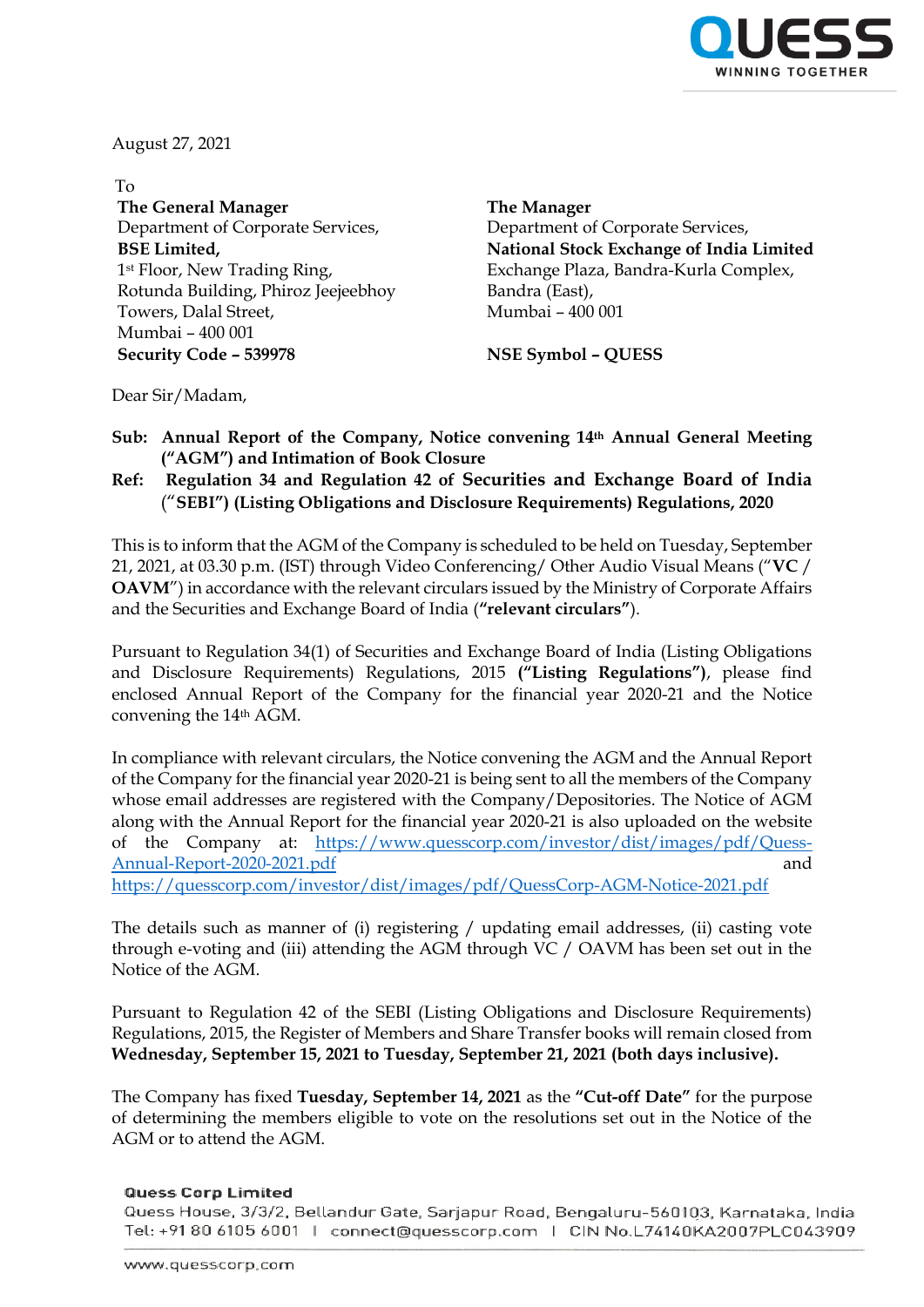August 27, 2021

To

| **The General Manager** | **The Manager** |
|---|---|
| Department of Corporate Services, | Department of Corporate Services, |
| **BSE Limited,** | **National Stock Exchange of India Limited** |
| 1st Floor, New Trading Ring, | Exchange Plaza, Bandra-Kurla Complex, |
| Rotunda Building, Phiroz Jeejeebhoy | Bandra (East), |
| Towers, Dalal Street, | Mumbai – 400 001 |
| Mumbai – 400 001 | |
| **Security Code – 539978** | **NSE Symbol – QUESS** |

Dear Sir/Madam,

**Sub: Annual Report of the Company, Notice convening 14th Annual General Meeting ("AGM") and Intimation of Book Closure**

**Ref: Regulation 34 and Regulation 42 of Securities and Exchange Board of India ("SEBI") (Listing Obligations and Disclosure Requirements) Regulations, 2020**

This is to inform that the AGM of the Company is scheduled to be held on Tuesday, September 21, 2021, at 03.30 p.m. (IST) through Video Conferencing/ Other Audio Visual Means ("**VC / OAVM**") in accordance with the relevant circulars issued by the Ministry of Corporate Affairs and the Securities and Exchange Board of India (**"relevant circulars"**).

Pursuant to Regulation 34(1) of Securities and Exchange Board of India (Listing Obligations and Disclosure Requirements) Regulations, 2015 **("Listing Regulations")**, please find enclosed Annual Report of the Company for the financial year 2020-21 and the Notice convening the 14th AGM.

In compliance with relevant circulars, the Notice convening the AGM and the Annual Report of the Company for the financial year 2020-21 is being sent to all the members of the Company whose email addresses are registered with the Company/Depositories. The Notice of AGM along with the Annual Report for the financial year 2020-21 is also uploaded on the website of the Company at: https://www.quesscorp.com/investor/dist/images/pdf/Quess-Annual-Report-2020-2021.pdf and https://quesscorp.com/investor/dist/images/pdf/QuessCorp-AGM-Notice-2021.pdf

The details such as manner of (i) registering / updating email addresses, (ii) casting vote through e-voting and (iii) attending the AGM through VC / OAVM has been set out in the Notice of the AGM.

Pursuant to Regulation 42 of the SEBI (Listing Obligations and Disclosure Requirements) Regulations, 2015, the Register of Members and Share Transfer books will remain closed from **Wednesday, September 15, 2021 to Tuesday, September 21, 2021 (both days inclusive).**

The Company has fixed **Tuesday, September 14, 2021** as the **"Cut-off Date"** for the purpose of determining the members eligible to vote on the resolutions set out in the Notice of the AGM or to attend the AGM.

**Quess Corp Limited**
Quess House, 3/3/2, Bellandur Gate, Sarjapur Road, Bengaluru-560103, Karnataka, India
Tel: +91 80 6105 6001 | connect@quesscorp.com | CIN No.L74140KA2007PLC043909

www.quesscorp.com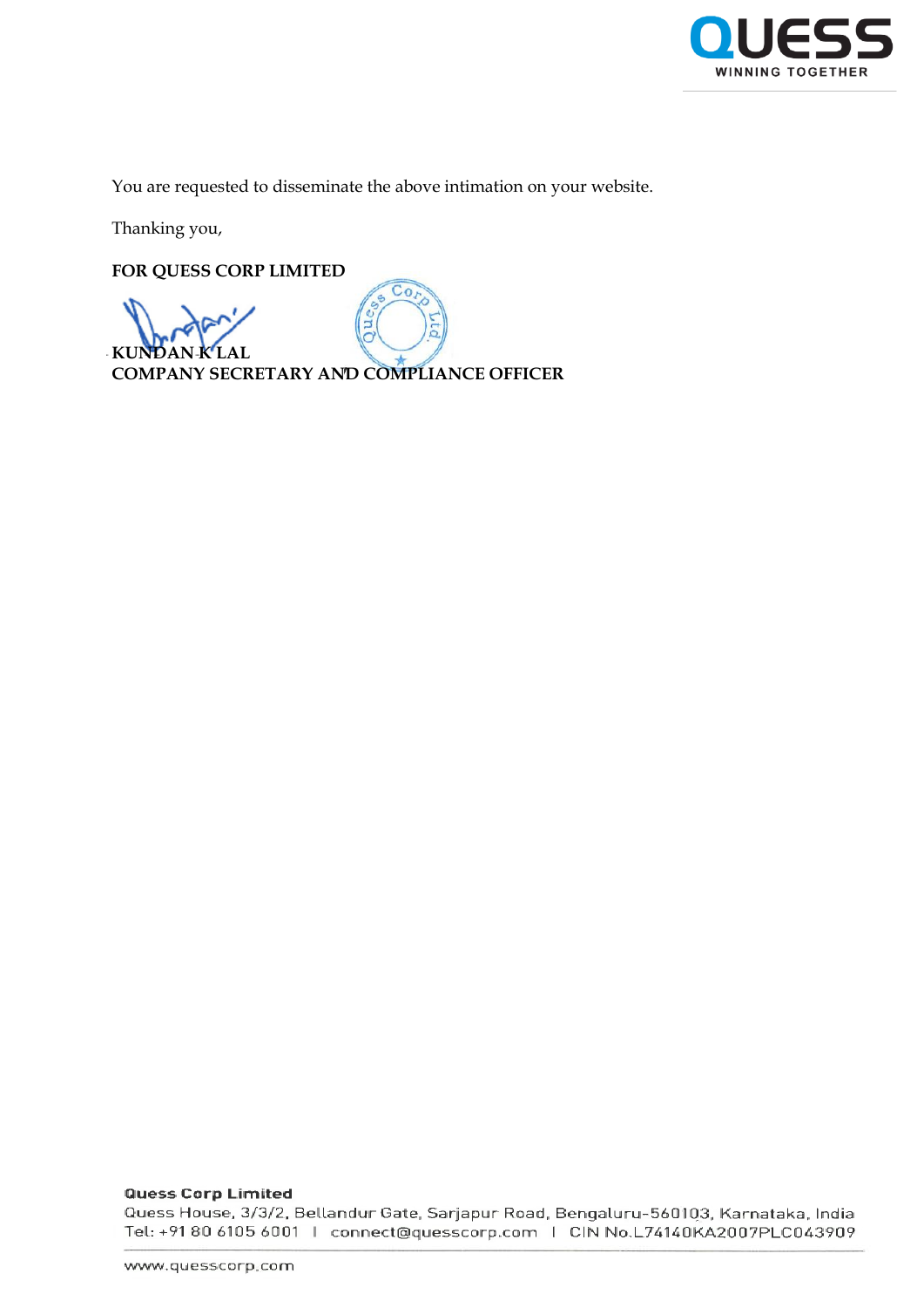You are requested to disseminate the above intimation on your website.

Thanking you,

**FOR QUESS CORP LIMITED**

**KUNDAN K LAL**
**COMPANY SECRETARY AND COMPLIANCE OFFICER**

**Quess Corp Limited**
Quess House, 3/3/2, Bellandur Gate, Sarjapur Road, Bengaluru-560103, Karnataka, India
Tel: +91 80 6105 6001 | connect@quesscorp.com | CIN No.L74140KA2007PLC043909

www.quesscorp.com